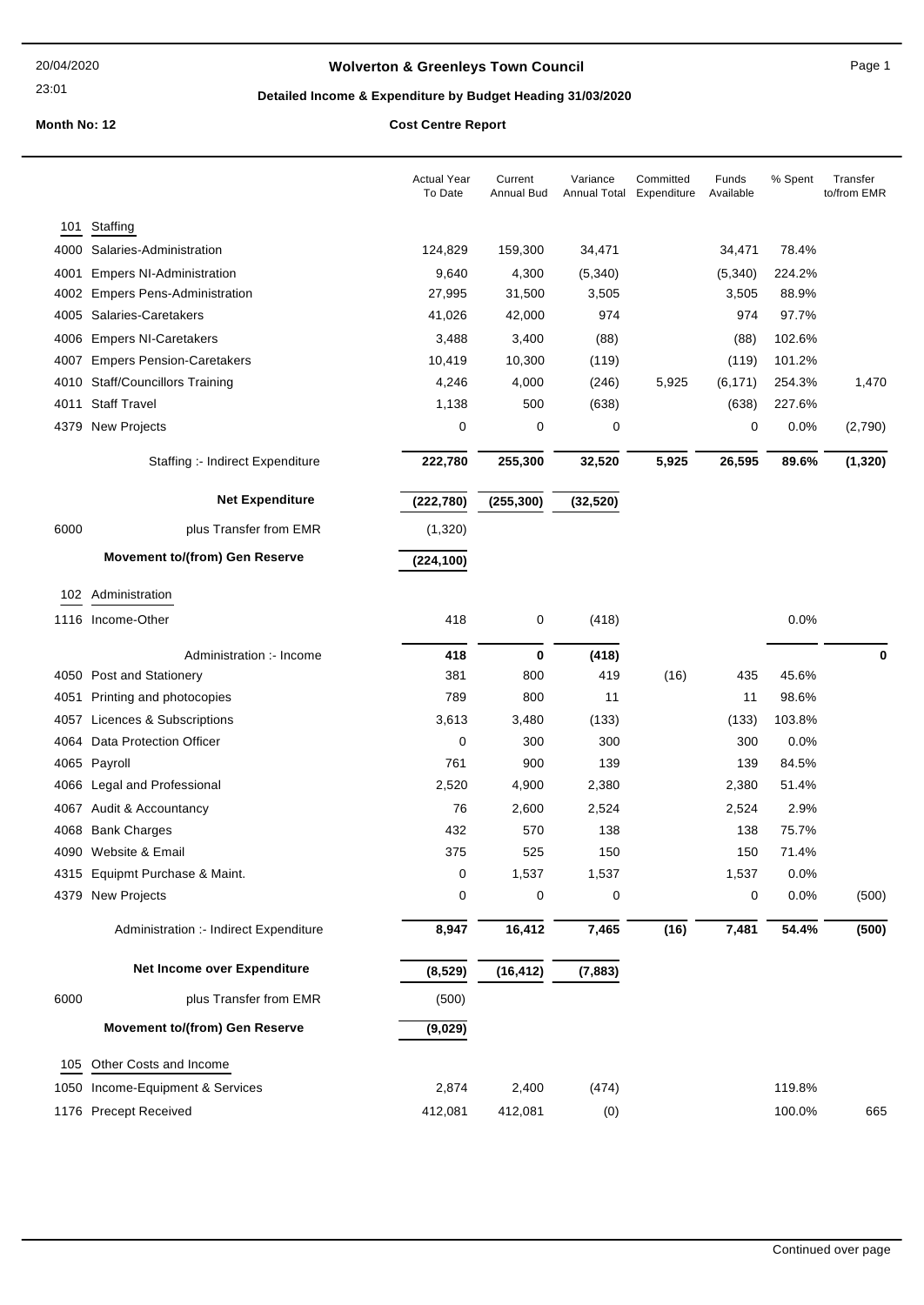# Wolverton & Greenleys Town Council

## Detailed Income & Expenditure by Budget Heading 31/03/2020

**Month No: 12** — **Cost Centre Report**

| | | Actual Year To Date | Current Annual Bud | Variance Annual Total | Committed Expenditure | Funds Available | % Spent | Transfer to/from EMR |
|---|---|---|---|---|---|---|---|---|
| 101 | Staffing | | | | | | | |
| 4000 | Salaries-Administration | 124,829 | 159,300 | 34,471 | | 34,471 | 78.4% | |
| 4001 | Empers NI-Administration | 9,640 | 4,300 | (5,340) | | (5,340) | 224.2% | |
| 4002 | Empers Pens-Administration | 27,995 | 31,500 | 3,505 | | 3,505 | 88.9% | |
| 4005 | Salaries-Caretakers | 41,026 | 42,000 | 974 | | 974 | 97.7% | |
| 4006 | Empers NI-Caretakers | 3,488 | 3,400 | (88) | | (88) | 102.6% | |
| 4007 | Empers Pension-Caretakers | 10,419 | 10,300 | (119) | | (119) | 101.2% | |
| 4010 | Staff/Councillors Training | 4,246 | 4,000 | (246) | 5,925 | (6,171) | 254.3% | 1,470 |
| 4011 | Staff Travel | 1,138 | 500 | (638) | | (638) | 227.6% | |
| 4379 | New Projects | 0 | 0 | 0 | | 0 | 0.0% | (2,790) |
| | **Staffing :- Indirect Expenditure** | **222,780** | **255,300** | **32,520** | **5,925** | **26,595** | **89.6%** | **(1,320)** |
| | **Net Expenditure** | **(222,780)** | **(255,300)** | **(32,520)** | | | | |
| 6000 | plus Transfer from EMR | (1,320) | | | | | | |
| | **Movement to/(from) Gen Reserve** | **(224,100)** | | | | | | |
| 102 | Administration | | | | | | | |
| 1116 | Income-Other | 418 | 0 | (418) | | | 0.0% | |
| | **Administration :- Income** | **418** | **0** | **(418)** | | | | **0** |
| 4050 | Post and Stationery | 381 | 800 | 419 | (16) | 435 | 45.6% | |
| 4051 | Printing and photocopies | 789 | 800 | 11 | | 11 | 98.6% | |
| 4057 | Licences & Subscriptions | 3,613 | 3,480 | (133) | | (133) | 103.8% | |
| 4064 | Data Protection Officer | 0 | 300 | 300 | | 300 | 0.0% | |
| 4065 | Payroll | 761 | 900 | 139 | | 139 | 84.5% | |
| 4066 | Legal and Professional | 2,520 | 4,900 | 2,380 | | 2,380 | 51.4% | |
| 4067 | Audit & Accountancy | 76 | 2,600 | 2,524 | | 2,524 | 2.9% | |
| 4068 | Bank Charges | 432 | 570 | 138 | | 138 | 75.7% | |
| 4090 | Website & Email | 375 | 525 | 150 | | 150 | 71.4% | |
| 4315 | Equipmt Purchase & Maint. | 0 | 1,537 | 1,537 | | 1,537 | 0.0% | |
| 4379 | New Projects | 0 | 0 | 0 | | 0 | 0.0% | (500) |
| | **Administration :- Indirect Expenditure** | **8,947** | **16,412** | **7,465** | **(16)** | **7,481** | **54.4%** | **(500)** |
| | **Net Income over Expenditure** | **(8,529)** | **(16,412)** | **(7,883)** | | | | |
| 6000 | plus Transfer from EMR | (500) | | | | | | |
| | **Movement to/(from) Gen Reserve** | **(9,029)** | | | | | | |
| 105 | Other Costs and Income | | | | | | | |
| 1050 | Income-Equipment & Services | 2,874 | 2,400 | (474) | | | 119.8% | |
| 1176 | Precept Received | 412,081 | 412,081 | (0) | | | 100.0% | 665 |

Continued over page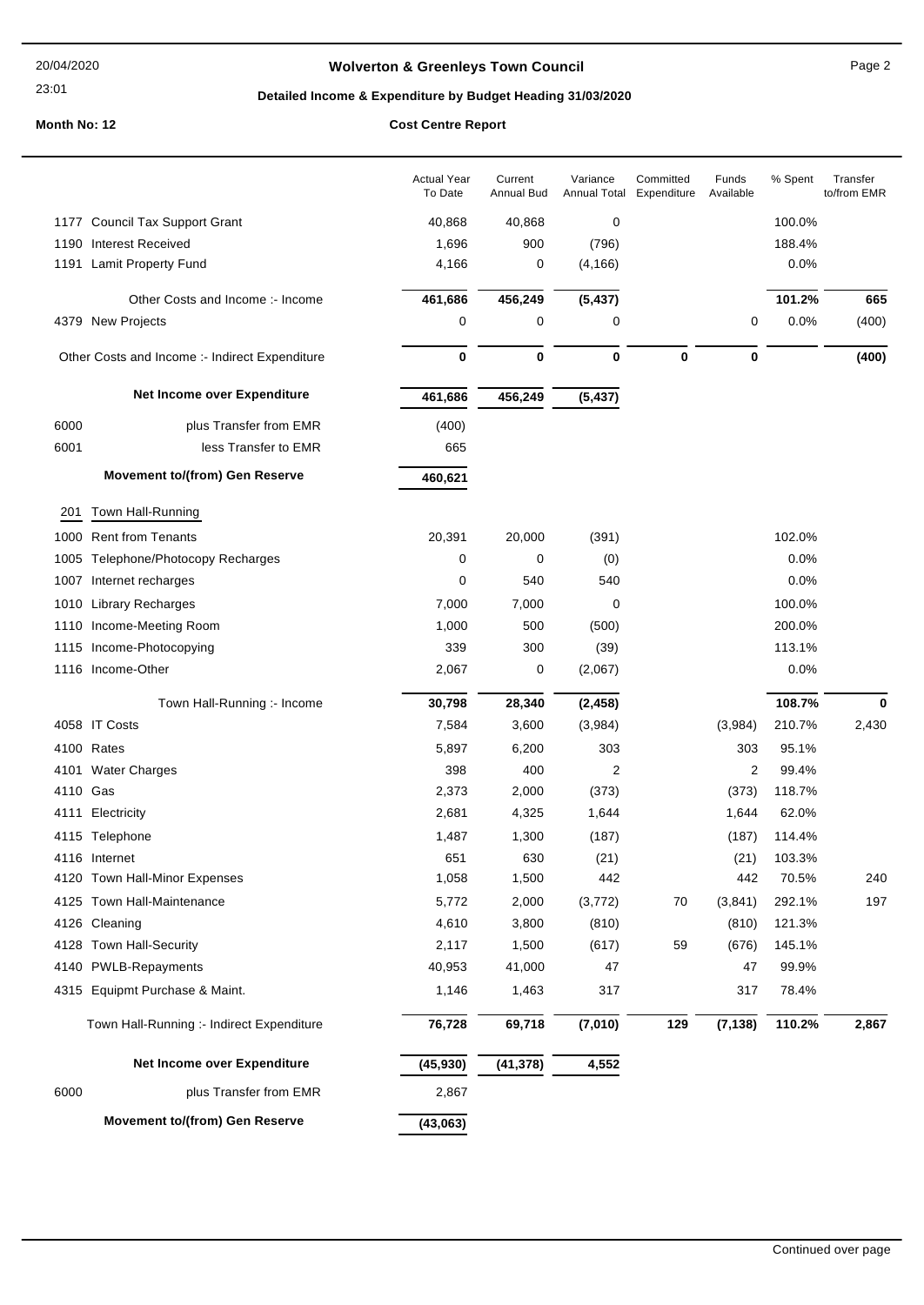**Wolverton & Greenleys Town Council**

**Detailed Income & Expenditure by Budget Heading 31/03/2020**

**Month No: 12** **Cost Centre Report**

| | | Actual Year To Date | Current Annual Bud | Variance Annual Total | Committed Expenditure | Funds Available | % Spent | Transfer to/from EMR |
|---|---|---|---|---|---|---|---|---|
| 1177 | Council Tax Support Grant | 40,868 | 40,868 | 0 | | | 100.0% | |
| 1190 | Interest Received | 1,696 | 900 | (796) | | | 188.4% | |
| 1191 | Lamit Property Fund | 4,166 | 0 | (4,166) | | | 0.0% | |
| | Other Costs and Income :- Income | **461,686** | **456,249** | **(5,437)** | | | **101.2%** | **665** |
| 4379 | New Projects | 0 | 0 | 0 | | 0 | 0.0% | (400) |
| | Other Costs and Income :- Indirect Expenditure | **0** | **0** | **0** | **0** | **0** | | **(400)** |
| | **Net Income over Expenditure** | **461,686** | **456,249** | **(5,437)** | | | | |
| 6000 | plus Transfer from EMR | (400) | | | | | | |
| 6001 | less Transfer to EMR | 665 | | | | | | |
| | **Movement to/(from) Gen Reserve** | **460,621** | | | | | | |
| 201 | Town Hall-Running | | | | | | | |
| 1000 | Rent from Tenants | 20,391 | 20,000 | (391) | | | 102.0% | |
| 1005 | Telephone/Photocopy Recharges | 0 | 0 | (0) | | | 0.0% | |
| 1007 | Internet recharges | 0 | 540 | 540 | | | 0.0% | |
| 1010 | Library Recharges | 7,000 | 7,000 | 0 | | | 100.0% | |
| 1110 | Income-Meeting Room | 1,000 | 500 | (500) | | | 200.0% | |
| 1115 | Income-Photocopying | 339 | 300 | (39) | | | 113.1% | |
| 1116 | Income-Other | 2,067 | 0 | (2,067) | | | 0.0% | |
| | Town Hall-Running :- Income | **30,798** | **28,340** | **(2,458)** | | | **108.7%** | **0** |
| 4058 | IT Costs | 7,584 | 3,600 | (3,984) | | (3,984) | 210.7% | 2,430 |
| 4100 | Rates | 5,897 | 6,200 | 303 | | 303 | 95.1% | |
| 4101 | Water Charges | 398 | 400 | 2 | | 2 | 99.4% | |
| 4110 | Gas | 2,373 | 2,000 | (373) | | (373) | 118.7% | |
| 4111 | Electricity | 2,681 | 4,325 | 1,644 | | 1,644 | 62.0% | |
| 4115 | Telephone | 1,487 | 1,300 | (187) | | (187) | 114.4% | |
| 4116 | Internet | 651 | 630 | (21) | | (21) | 103.3% | |
| 4120 | Town Hall-Minor Expenses | 1,058 | 1,500 | 442 | | 442 | 70.5% | 240 |
| 4125 | Town Hall-Maintenance | 5,772 | 2,000 | (3,772) | 70 | (3,841) | 292.1% | 197 |
| 4126 | Cleaning | 4,610 | 3,800 | (810) | | (810) | 121.3% | |
| 4128 | Town Hall-Security | 2,117 | 1,500 | (617) | 59 | (676) | 145.1% | |
| 4140 | PWLB-Repayments | 40,953 | 41,000 | 47 | | 47 | 99.9% | |
| 4315 | Equipmt Purchase & Maint. | 1,146 | 1,463 | 317 | | 317 | 78.4% | |
| | Town Hall-Running :- Indirect Expenditure | **76,728** | **69,718** | **(7,010)** | **129** | **(7,138)** | **110.2%** | **2,867** |
| | **Net Income over Expenditure** | **(45,930)** | **(41,378)** | **4,552** | | | | |
| 6000 | plus Transfer from EMR | 2,867 | | | | | | |
| | **Movement to/(from) Gen Reserve** | **(43,063)** | | | | | | |

Continued over page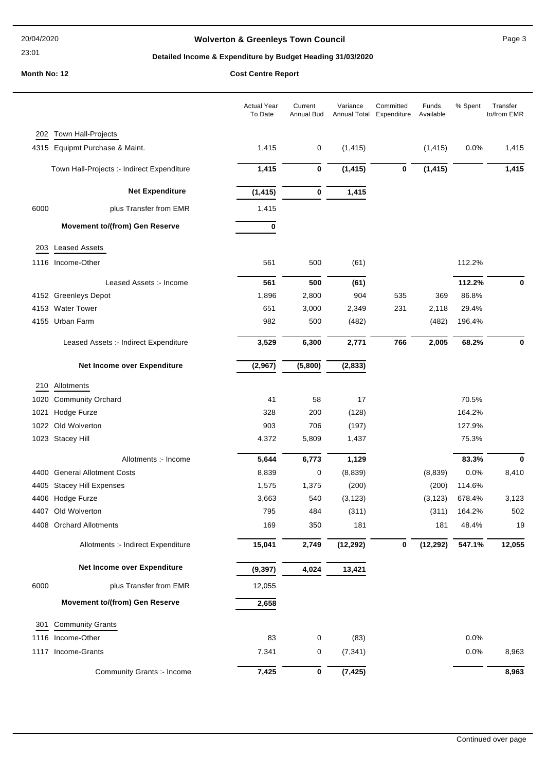**Wolverton & Greenleys Town Council**

**Detailed Income & Expenditure by Budget Heading 31/03/2020**

**Month No: 12** **Cost Centre Report**

| | | Actual Year To Date | Current Annual Bud | Variance Annual Total | Committed Expenditure | Funds Available | % Spent | Transfer to/from EMR |
|---|---|---|---|---|---|---|---|---|
| **202** | **Town Hall-Projects** | | | | | | | |
| 4315 | Equipmt Purchase & Maint. | 1,415 | 0 | (1,415) | | (1,415) | 0.0% | 1,415 |
| | Town Hall-Projects :- Indirect Expenditure | **1,415** | **0** | **(1,415)** | **0** | **(1,415)** | | **1,415** |
| | **Net Expenditure** | **(1,415)** | **0** | **1,415** | | | | |
| 6000 | plus Transfer from EMR | 1,415 | | | | | | |
| | **Movement to/(from) Gen Reserve** | **0** | | | | | | |
| **203** | **Leased Assets** | | | | | | | |
| 1116 | Income-Other | 561 | 500 | (61) | | | 112.2% | |
| | Leased Assets :- Income | **561** | **500** | **(61)** | | | **112.2%** | **0** |
| 4152 | Greenleys Depot | 1,896 | 2,800 | 904 | 535 | 369 | 86.8% | |
| 4153 | Water Tower | 651 | 3,000 | 2,349 | 231 | 2,118 | 29.4% | |
| 4155 | Urban Farm | 982 | 500 | (482) | | (482) | 196.4% | |
| | Leased Assets :- Indirect Expenditure | **3,529** | **6,300** | **2,771** | **766** | **2,005** | **68.2%** | **0** |
| | **Net Income over Expenditure** | **(2,967)** | **(5,800)** | **(2,833)** | | | | |
| **210** | **Allotments** | | | | | | | |
| 1020 | Community Orchard | 41 | 58 | 17 | | | 70.5% | |
| 1021 | Hodge Furze | 328 | 200 | (128) | | | 164.2% | |
| 1022 | Old Wolverton | 903 | 706 | (197) | | | 127.9% | |
| 1023 | Stacey Hill | 4,372 | 5,809 | 1,437 | | | 75.3% | |
| | Allotments :- Income | **5,644** | **6,773** | **1,129** | | | **83.3%** | **0** |
| 4400 | General Allotment Costs | 8,839 | 0 | (8,839) | | (8,839) | 0.0% | 8,410 |
| 4405 | Stacey Hill Expenses | 1,575 | 1,375 | (200) | | (200) | 114.6% | |
| 4406 | Hodge Furze | 3,663 | 540 | (3,123) | | (3,123) | 678.4% | 3,123 |
| 4407 | Old Wolverton | 795 | 484 | (311) | | (311) | 164.2% | 502 |
| 4408 | Orchard Allotments | 169 | 350 | 181 | | 181 | 48.4% | 19 |
| | Allotments :- Indirect Expenditure | **15,041** | **2,749** | **(12,292)** | **0** | **(12,292)** | **547.1%** | **12,055** |
| | **Net Income over Expenditure** | **(9,397)** | **4,024** | **13,421** | | | | |
| 6000 | plus Transfer from EMR | 12,055 | | | | | | |
| | **Movement to/(from) Gen Reserve** | **2,658** | | | | | | |
| **301** | **Community Grants** | | | | | | | |
| 1116 | Income-Other | 83 | 0 | (83) | | | 0.0% | |
| 1117 | Income-Grants | 7,341 | 0 | (7,341) | | | 0.0% | 8,963 |
| | Community Grants :- Income | **7,425** | **0** | **(7,425)** | | | | **8,963** |

Continued over page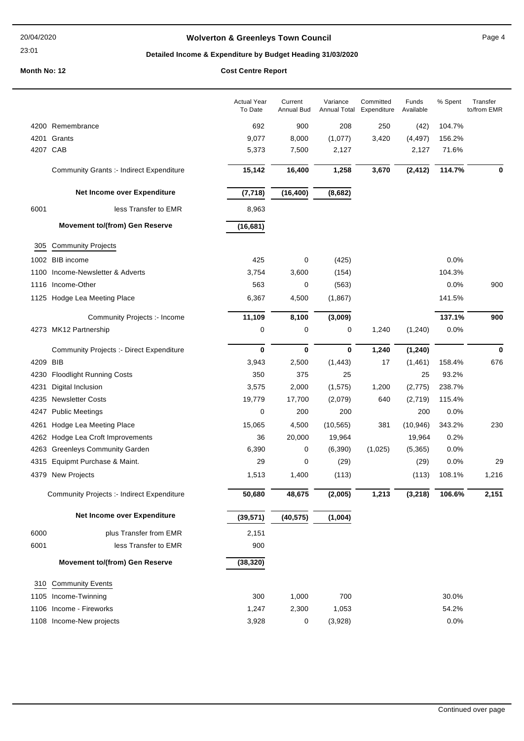**Wolverton & Greenleys Town Council**

**Detailed Income & Expenditure by Budget Heading 31/03/2020**

**Month No: 12** **Cost Centre Report**

| | | Actual Year To Date | Current Annual Bud | Variance Annual Total | Committed Expenditure | Funds Available | % Spent | Transfer to/from EMR |
|---|---|---|---|---|---|---|---|---|
| 4200 | Remembrance | 692 | 900 | 208 | 250 | (42) | 104.7% | |
| 4201 | Grants | 9,077 | 8,000 | (1,077) | 3,420 | (4,497) | 156.2% | |
| 4207 | CAB | 5,373 | 7,500 | 2,127 | | 2,127 | 71.6% | |
| | Community Grants :- Indirect Expenditure | **15,142** | **16,400** | **1,258** | **3,670** | **(2,412)** | **114.7%** | **0** |
| | **Net Income over Expenditure** | **(7,718)** | **(16,400)** | **(8,682)** | | | | |
| 6001 | less Transfer to EMR | 8,963 | | | | | | |
| | **Movement to/(from) Gen Reserve** | **(16,681)** | | | | | | |
| 305 | Community Projects | | | | | | | |
| 1002 | BIB income | 425 | 0 | (425) | | | 0.0% | |
| 1100 | Income-Newsletter & Adverts | 3,754 | 3,600 | (154) | | | 104.3% | |
| 1116 | Income-Other | 563 | 0 | (563) | | | 0.0% | 900 |
| 1125 | Hodge Lea Meeting Place | 6,367 | 4,500 | (1,867) | | | 141.5% | |
| | Community Projects :- Income | **11,109** | **8,100** | **(3,009)** | | | **137.1%** | **900** |
| 4273 | MK12 Partnership | 0 | 0 | 0 | 1,240 | (1,240) | 0.0% | |
| | Community Projects :- Direct Expenditure | **0** | **0** | **0** | **1,240** | **(1,240)** | | **0** |
| 4209 | BIB | 3,943 | 2,500 | (1,443) | 17 | (1,461) | 158.4% | 676 |
| 4230 | Floodlight Running Costs | 350 | 375 | 25 | | 25 | 93.2% | |
| 4231 | Digital Inclusion | 3,575 | 2,000 | (1,575) | 1,200 | (2,775) | 238.7% | |
| 4235 | Newsletter Costs | 19,779 | 17,700 | (2,079) | 640 | (2,719) | 115.4% | |
| 4247 | Public Meetings | 0 | 200 | 200 | | 200 | 0.0% | |
| 4261 | Hodge Lea Meeting Place | 15,065 | 4,500 | (10,565) | 381 | (10,946) | 343.2% | 230 |
| 4262 | Hodge Lea Croft Improvements | 36 | 20,000 | 19,964 | | 19,964 | 0.2% | |
| 4263 | Greenleys Community Garden | 6,390 | 0 | (6,390) | (1,025) | (5,365) | 0.0% | |
| 4315 | Equipmt Purchase & Maint. | 29 | 0 | (29) | | (29) | 0.0% | 29 |
| 4379 | New Projects | 1,513 | 1,400 | (113) | | (113) | 108.1% | 1,216 |
| | Community Projects :- Indirect Expenditure | **50,680** | **48,675** | **(2,005)** | **1,213** | **(3,218)** | **106.6%** | **2,151** |
| | **Net Income over Expenditure** | **(39,571)** | **(40,575)** | **(1,004)** | | | | |
| 6000 | plus Transfer from EMR | 2,151 | | | | | | |
| 6001 | less Transfer to EMR | 900 | | | | | | |
| | **Movement to/(from) Gen Reserve** | **(38,320)** | | | | | | |
| 310 | Community Events | | | | | | | |
| 1105 | Income-Twinning | 300 | 1,000 | 700 | | | 30.0% | |
| 1106 | Income - Fireworks | 1,247 | 2,300 | 1,053 | | | 54.2% | |
| 1108 | Income-New projects | 3,928 | 0 | (3,928) | | | 0.0% | |

Continued over page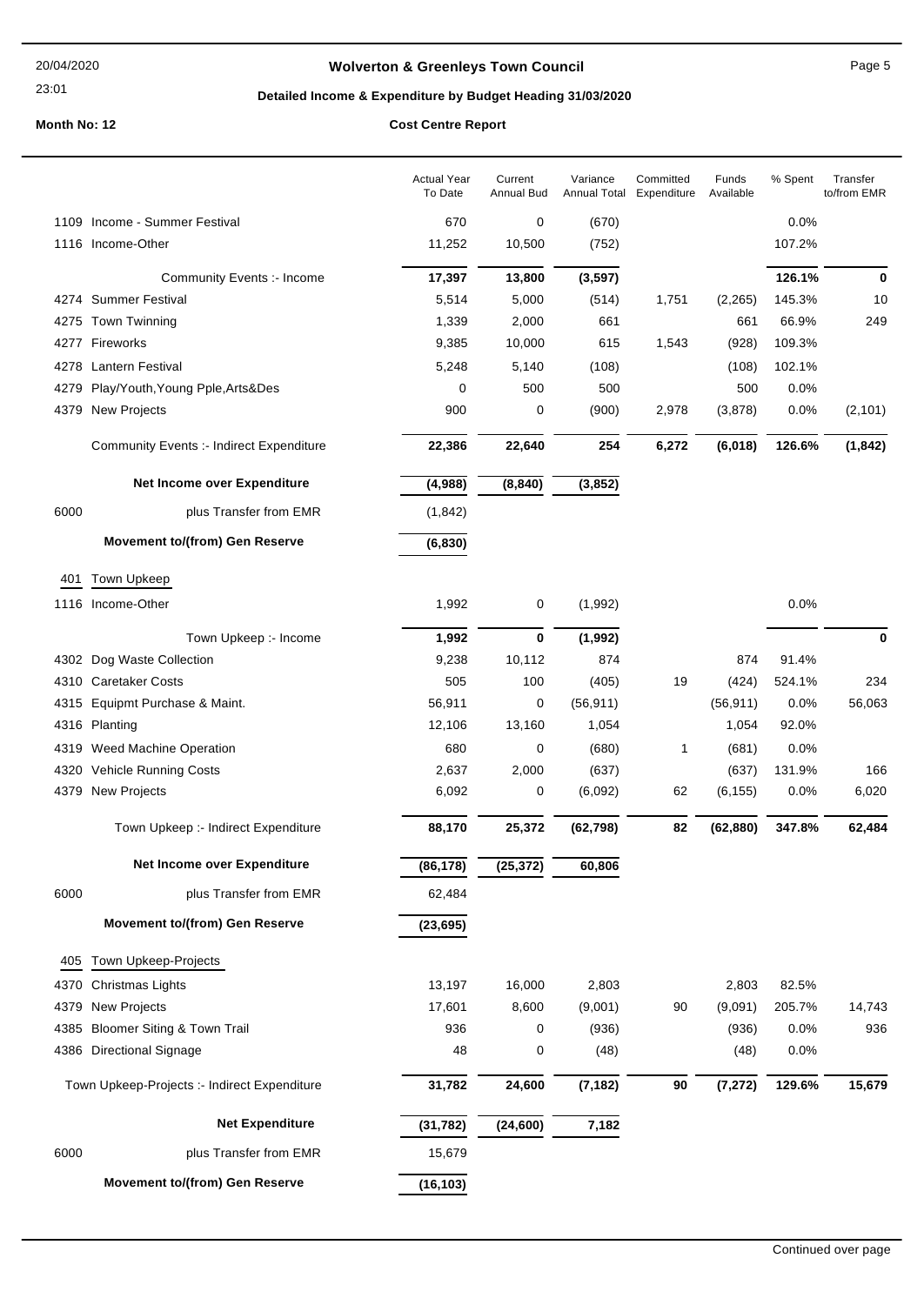**Wolverton & Greenleys Town Council**

**Detailed Income & Expenditure by Budget Heading 31/03/2020**

**Month No: 12** **Cost Centre Report**

| | | Actual Year To Date | Current Annual Bud | Variance Annual Total | Committed Expenditure | Funds Available | % Spent | Transfer to/from EMR |
|---|---|---|---|---|---|---|---|---|
| 1109 | Income - Summer Festival | 670 | 0 | (670) | | | 0.0% | |
| 1116 | Income-Other | 11,252 | 10,500 | (752) | | | 107.2% | |
| | Community Events :- Income | **17,397** | **13,800** | **(3,597)** | | | **126.1%** | **0** |
| 4274 | Summer Festival | 5,514 | 5,000 | (514) | 1,751 | (2,265) | 145.3% | 10 |
| 4275 | Town Twinning | 1,339 | 2,000 | 661 | | 661 | 66.9% | 249 |
| 4277 | Fireworks | 9,385 | 10,000 | 615 | 1,543 | (928) | 109.3% | |
| 4278 | Lantern Festival | 5,248 | 5,140 | (108) | | (108) | 102.1% | |
| 4279 | Play/Youth,Young Pple,Arts&Des | 0 | 500 | 500 | | 500 | 0.0% | |
| 4379 | New Projects | 900 | 0 | (900) | 2,978 | (3,878) | 0.0% | (2,101) |
| | Community Events :- Indirect Expenditure | **22,386** | **22,640** | **254** | **6,272** | **(6,018)** | **126.6%** | **(1,842)** |
| | **Net Income over Expenditure** | **(4,988)** | **(8,840)** | **(3,852)** | | | | |
| 6000 | plus Transfer from EMR | (1,842) | | | | | | |
| | **Movement to/(from) Gen Reserve** | **(6,830)** | | | | | | |
| 401 | Town Upkeep | | | | | | | |
| 1116 | Income-Other | 1,992 | 0 | (1,992) | | | 0.0% | |
| | Town Upkeep :- Income | **1,992** | **0** | **(1,992)** | | | | **0** |
| 4302 | Dog Waste Collection | 9,238 | 10,112 | 874 | | 874 | 91.4% | |
| 4310 | Caretaker Costs | 505 | 100 | (405) | 19 | (424) | 524.1% | 234 |
| 4315 | Equipmt Purchase & Maint. | 56,911 | 0 | (56,911) | | (56,911) | 0.0% | 56,063 |
| 4316 | Planting | 12,106 | 13,160 | 1,054 | | 1,054 | 92.0% | |
| 4319 | Weed Machine Operation | 680 | 0 | (680) | 1 | (681) | 0.0% | |
| 4320 | Vehicle Running Costs | 2,637 | 2,000 | (637) | | (637) | 131.9% | 166 |
| 4379 | New Projects | 6,092 | 0 | (6,092) | 62 | (6,155) | 0.0% | 6,020 |
| | Town Upkeep :- Indirect Expenditure | **88,170** | **25,372** | **(62,798)** | **82** | **(62,880)** | **347.8%** | **62,484** |
| | **Net Income over Expenditure** | **(86,178)** | **(25,372)** | **60,806** | | | | |
| 6000 | plus Transfer from EMR | 62,484 | | | | | | |
| | **Movement to/(from) Gen Reserve** | **(23,695)** | | | | | | |
| 405 | Town Upkeep-Projects | | | | | | | |
| 4370 | Christmas Lights | 13,197 | 16,000 | 2,803 | | 2,803 | 82.5% | |
| 4379 | New Projects | 17,601 | 8,600 | (9,001) | 90 | (9,091) | 205.7% | 14,743 |
| 4385 | Bloomer Siting & Town Trail | 936 | 0 | (936) | | (936) | 0.0% | 936 |
| 4386 | Directional Signage | 48 | 0 | (48) | | (48) | 0.0% | |
| | Town Upkeep-Projects :- Indirect Expenditure | **31,782** | **24,600** | **(7,182)** | **90** | **(7,272)** | **129.6%** | **15,679** |
| | **Net Expenditure** | **(31,782)** | **(24,600)** | **7,182** | | | | |
| 6000 | plus Transfer from EMR | 15,679 | | | | | | |
| | **Movement to/(from) Gen Reserve** | **(16,103)** | | | | | | |

Continued over page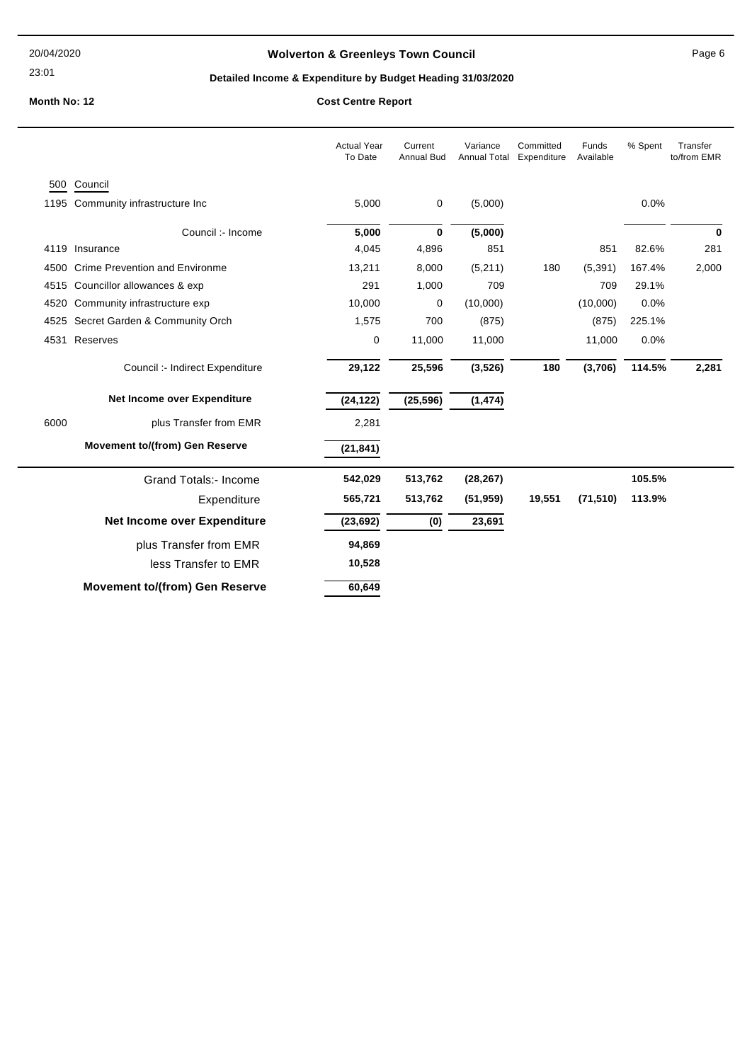**Wolverton & Greenleys Town Council**

**Detailed Income & Expenditure by Budget Heading 31/03/2020**

**Month No: 12**

**Cost Centre Report**

| | | Actual Year To Date | Current Annual Bud | Variance Annual Total | Committed Expenditure | Funds Available | % Spent | Transfer to/from EMR |
|---|---|---|---|---|---|---|---|---|
| 500 | Council | | | | | | | |
| 1195 | Community infrastructure Inc | 5,000 | 0 | (5,000) | | | 0.0% | |
| | Council :- Income | **5,000** | **0** | **(5,000)** | | | | **0** |
| 4119 | Insurance | 4,045 | 4,896 | 851 | | 851 | 82.6% | 281 |
| 4500 | Crime Prevention and Environme | 13,211 | 8,000 | (5,211) | 180 | (5,391) | 167.4% | 2,000 |
| 4515 | Councillor allowances & exp | 291 | 1,000 | 709 | | 709 | 29.1% | |
| 4520 | Community infrastructure exp | 10,000 | 0 | (10,000) | | (10,000) | 0.0% | |
| 4525 | Secret Garden & Community Orch | 1,575 | 700 | (875) | | (875) | 225.1% | |
| 4531 | Reserves | 0 | 11,000 | 11,000 | | 11,000 | 0.0% | |
| | Council :- Indirect Expenditure | **29,122** | **25,596** | **(3,526)** | **180** | **(3,706)** | **114.5%** | **2,281** |
| | **Net Income over Expenditure** | **(24,122)** | **(25,596)** | **(1,474)** | | | | |
| 6000 | plus Transfer from EMR | 2,281 | | | | | | |
| | **Movement to/(from) Gen Reserve** | **(21,841)** | | | | | | |
| | Grand Totals:- Income | **542,029** | **513,762** | **(28,267)** | | | **105.5%** | |
| | Expenditure | **565,721** | **513,762** | **(51,959)** | **19,551** | **(71,510)** | **113.9%** | |
| | **Net Income over Expenditure** | **(23,692)** | **(0)** | **23,691** | | | | |
| | plus Transfer from EMR | **94,869** | | | | | | |
| | less Transfer to EMR | **10,528** | | | | | | |
| | **Movement to/(from) Gen Reserve** | **60,649** | | | | | | |